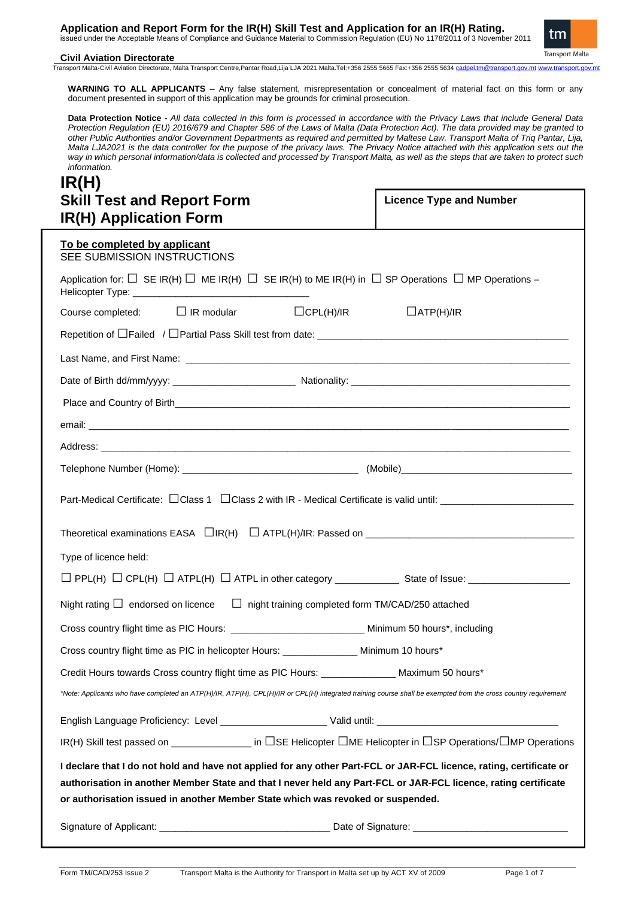**Application and Report Form for the IR(H) Skill Test and Application for an IR(H) Rating.**
issued under the Acceptable Means of Compliance and Guidance Material to Commission Regulation (EU) No 1178/2011 of 3 November 2011

**Civil Aviation Directorate**
Transport Malta-Civil Aviation Directorate, Malta Transport Centre,Pantar Road,Lija LJA 2021 Malta.Tel:+356 2555 5665 Fax:+356 2555 5634 cadpel.tm@transport.gov.mt www.transport.gov.mt

**WARNING TO ALL APPLICANTS** – Any false statement, misrepresentation or concealment of material fact on this form or any document presented in support of this application may be grounds for criminal prosecution.

**Data Protection Notice -** *All data collected in this form is processed in accordance with the Privacy Laws that include General Data Protection Regulation (EU) 2016/679 and Chapter 586 of the Laws of Malta (Data Protection Act). The data provided may be granted to other Public Authorities and/or Government Departments as required and permitted by Maltese Law. Transport Malta of Triq Pantar, Lija, Malta LJA2021 is the data controller for the purpose of the privacy laws. The Privacy Notice attached with this application sets out the way in which personal information/data is collected and processed by Transport Malta, as well as the steps that are taken to protect such information.*

# IR(H)
# Skill Test and Report Form
# IR(H) Application Form

**Licence Type and Number**

**To be completed by applicant**
SEE SUBMISSION INSTRUCTIONS

Application for: ☐ SE IR(H) ☐ ME IR(H) ☐ SE IR(H) to ME IR(H) in ☐ SP Operations ☐ MP Operations – Helicopter Type: ______________________________

Course completed: ☐ IR modular ☐CPL(H)/IR ☐ATP(H)/IR

Repetition of ☐Failed / ☐Partial Pass Skill test from date: ______________________________

Last Name, and First Name: ______________________________

Date of Birth dd/mm/yyyy: ____________________ Nationality: ______________________________

Place and Country of Birth______________________________

email: ______________________________

Address: ______________________________

Telephone Number (Home): ______________________________ (Mobile)______________________________

Part-Medical Certificate: ☐Class 1 ☐Class 2 with IR - Medical Certificate is valid until: ____________________

Theoretical examinations EASA ☐IR(H) ☐ ATPL(H)/IR: Passed on ______________________________

Type of licence held:

☐ PPL(H) ☐ CPL(H) ☐ ATPL(H) ☐ ATPL in other category ___________ State of Issue: ________________

Night rating ☐ endorsed on licence ☐ night training completed form TM/CAD/250 attached

Cross country flight time as PIC Hours: ______________________ Minimum 50 hours*, including

Cross country flight time as PIC in helicopter Hours: _____________ Minimum 10 hours*

Credit Hours towards Cross country flight time as PIC Hours: _____________ Maximum 50 hours*

*\*Note: Applicants who have completed an ATP(H)/IR, ATP(H), CPL(H)/IR or CPL(H) integrated training course shall be exempted from the cross country requirement*

English Language Proficiency: Level __________________ Valid until: ______________________________

IR(H) Skill test passed on ______________ in ☐SE Helicopter ☐ME Helicopter in ☐SP Operations/☐MP Operations

**I declare that I do not hold and have not applied for any other Part-FCL or JAR-FCL licence, rating, certificate or authorisation in another Member State and that I never held any Part-FCL or JAR-FCL licence, rating certificate or authorisation issued in another Member State which was revoked or suspended.**

Signature of Applicant: ____________________________ Date of Signature: __________________________

Form TM/CAD/253 Issue 2 Transport Malta is the Authority for Transport in Malta set up by ACT XV of 2009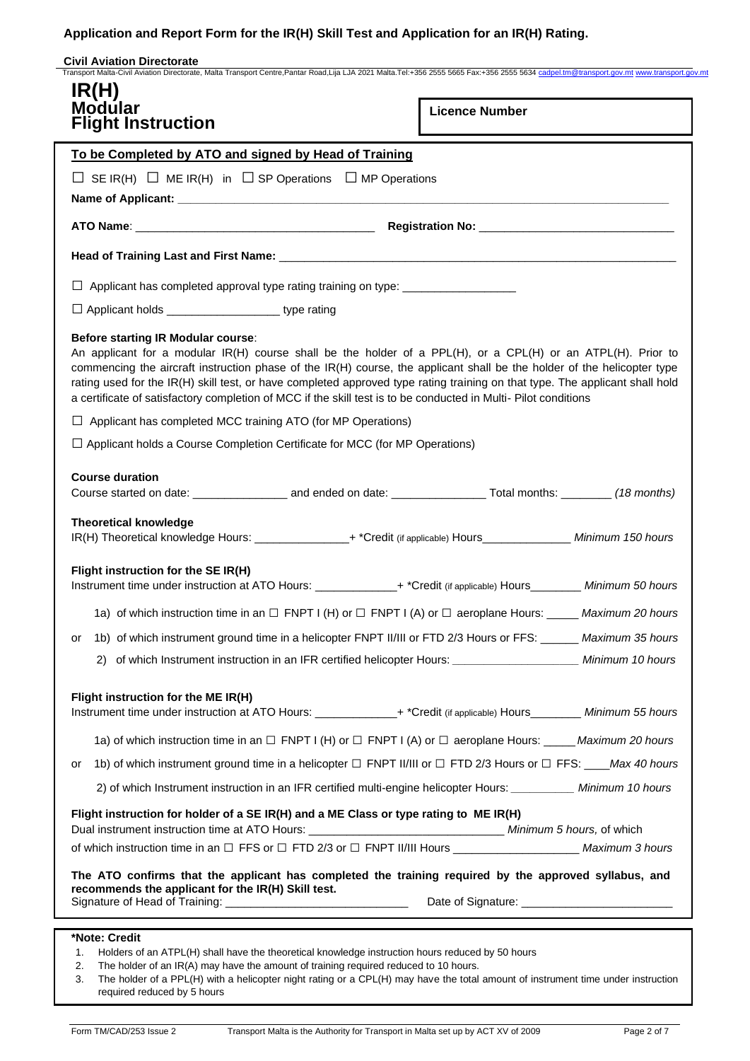# Application and Report Form for the IR(H) Skill Test and Application for an IR(H) Rating.

**Civil Aviation Directorate**

Transport Malta-Civil Aviation Directorate, Malta Transport Centre,Pantar Road,Lija LJA 2021 Malta.Tel:+356 2555 5665 Fax:+356 2555 5634 cadpel.tm@transport.gov.mt www.transport.gov.mt

## IR(H) Modular Flight Instruction

**Licence Number**

### To be Completed by ATO and signed by Head of Training

☐ SE IR(H) ☐ ME IR(H) in ☐ SP Operations ☐ MP Operations

**Name of Applicant:** ______________________________

**ATO Name**: ______________________________ **Registration No:** ______________________________

**Head of Training Last and First Name:** ______________________________

☐ Applicant has completed approval type rating training on type: __________________

☐ Applicant holds __________________ type rating

**Before starting IR Modular course**:

An applicant for a modular IR(H) course shall be the holder of a PPL(H), or a CPL(H) or an ATPL(H). Prior to commencing the aircraft instruction phase of the IR(H) course, the applicant shall be the holder of the helicopter type rating used for the IR(H) skill test, or have completed approved type rating training on that type. The applicant shall hold a certificate of satisfactory completion of MCC if the skill test is to be conducted in Multi- Pilot conditions

☐ Applicant has completed MCC training ATO (for MP Operations)

☐ Applicant holds a Course Completion Certificate for MCC (for MP Operations)

**Course duration**

Course started on date: _______________ and ended on date: _______________ Total months: ________ *(18 months)*

**Theoretical knowledge**

IR(H) Theoretical knowledge Hours: _______________+ *Credit (if applicable) Hours______________ *Minimum 150 hours*

**Flight instruction for the SE IR(H)**

Instrument time under instruction at ATO Hours: _____________+ *Credit (if applicable) Hours________ *Minimum 50 hours*

1a) of which instruction time in an ☐ FNPT I (H) or ☐ FNPT I (A) or ☐ aeroplane Hours: _____ *Maximum 20 hours*

or 1b) of which instrument ground time in a helicopter FNPT II/III or FTD 2/3 Hours or FFS: ______ *Maximum 35 hours*

2) of which Instrument instruction in an IFR certified helicopter Hours: ____________________ *Minimum 10 hours*

**Flight instruction for the ME IR(H)**

Instrument time under instruction at ATO Hours: _____________+ *Credit (if applicable) Hours________ *Minimum 55 hours*

1a) of which instruction time in an ☐ FNPT I (H) or ☐ FNPT I (A) or ☐ aeroplane Hours: _____ *Maximum 20 hours*

or 1b) of which instrument ground time in a helicopter ☐ FNPT II/III or ☐ FTD 2/3 Hours or ☐ FFS: ____ *Max 40 hours*

2) of which Instrument instruction in an IFR certified multi-engine helicopter Hours: __________ *Minimum 10 hours*

**Flight instruction for holder of a SE IR(H) and a ME Class or type rating to ME IR(H)**

Dual instrument instruction time at ATO Hours: ______________________________ *Minimum 5 hours,* of which

of which instruction time in an ☐ FFS or ☐ FTD 2/3 or ☐ FNPT II/III Hours ____________________ *Maximum 3 hours*

**The ATO confirms that the applicant has completed the training required by the approved syllabus, and recommends the applicant for the IR(H) Skill test.**

Signature of Head of Training: _____________________________ Date of Signature: ________________________

**\*Note: Credit**

1. Holders of an ATPL(H) shall have the theoretical knowledge instruction hours reduced by 50 hours
2. The holder of an IR(A) may have the amount of training required reduced to 10 hours.
3. The holder of a PPL(H) with a helicopter night rating or a CPL(H) may have the total amount of instrument time under instruction required reduced by 5 hours

Form TM/CAD/253 Issue 2 Transport Malta is the Authority for Transport in Malta set up by ACT XV of 2009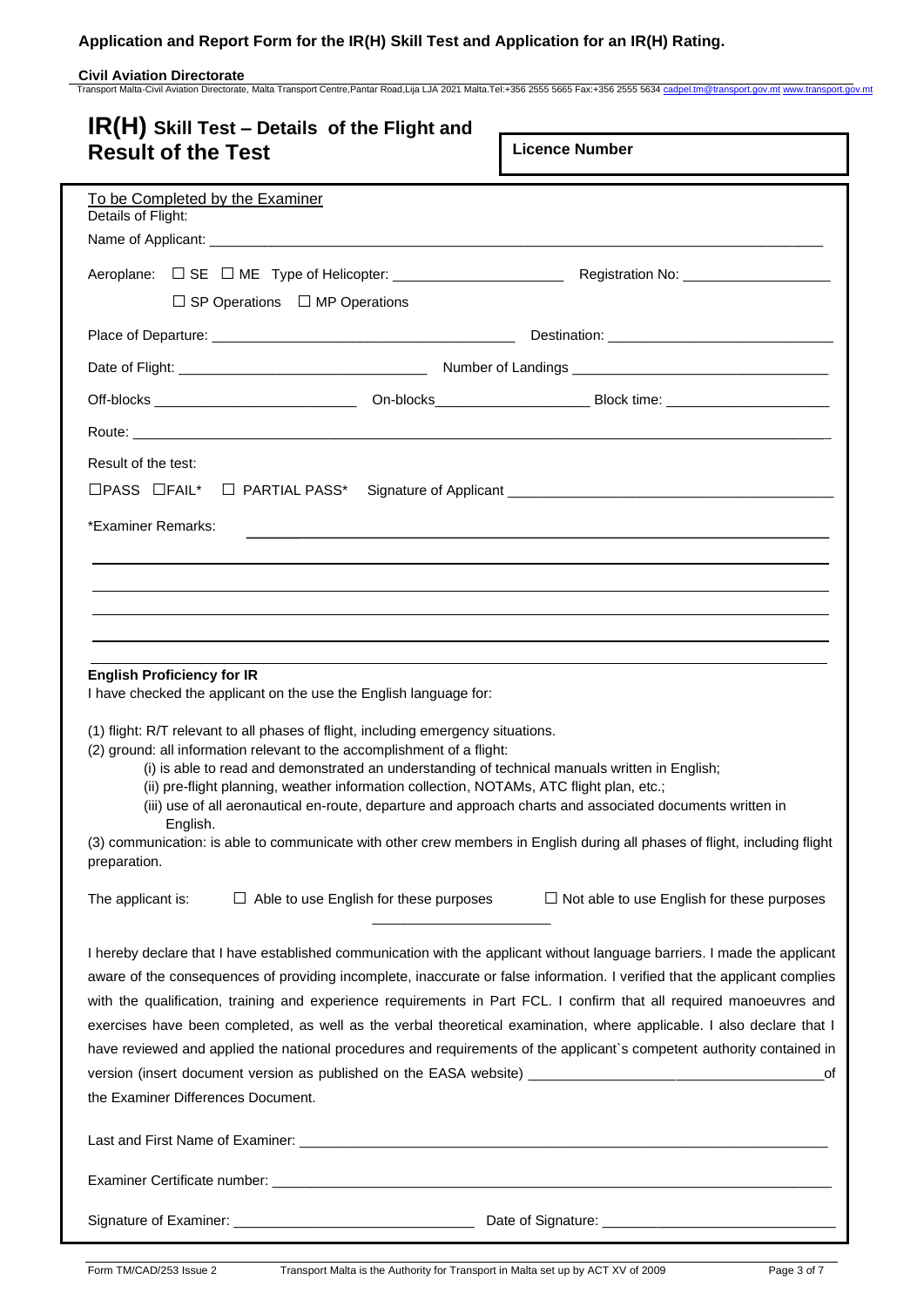# Application and Report Form for the IR(H) Skill Test and Application for an IR(H) Rating.

**Civil Aviation Directorate**

Transport Malta-Civil Aviation Directorate, Malta Transport Centre,Pantar Road,Lija LJA 2021 Malta.Tel:+356 2555 5665 Fax:+356 2555 5634 cadpel.tm@transport.gov.mt www.transport.gov.mt

## IR(H) Skill Test – Details of the Flight and Result of the Test

**Licence Number**

To be Completed by the Examiner

Details of Flight:

Name of Applicant: ______________________________

Aeroplane: ☐ SE ☐ ME Type of Helicopter: ______________ Registration No: ______________

☐ SP Operations ☐ MP Operations

Place of Departure: ______________ Destination: ______________

Date of Flight: ______________ Number of Landings ______________

Off-blocks ______________ On-blocks______________ Block time: ______________

Route: ______________________________

Result of the test:

☐PASS ☐FAIL* ☐ PARTIAL PASS* Signature of Applicant ______________

*Examiner Remarks: ______________________________

**English Proficiency for IR**

I have checked the applicant on the use the English language for:

(1) flight: R/T relevant to all phases of flight, including emergency situations.

(2) ground: all information relevant to the accomplishment of a flight:

(i) is able to read and demonstrated an understanding of technical manuals written in English;

(ii) pre-flight planning, weather information collection, NOTAMs, ATC flight plan, etc.;

(iii) use of all aeronautical en-route, departure and approach charts and associated documents written in English.

(3) communication: is able to communicate with other crew members in English during all phases of flight, including flight preparation.

The applicant is: ☐ Able to use English for these purposes ☐ Not able to use English for these purposes

I hereby declare that I have established communication with the applicant without language barriers. I made the applicant aware of the consequences of providing incomplete, inaccurate or false information. I verified that the applicant complies with the qualification, training and experience requirements in Part FCL. I confirm that all required manoeuvres and exercises have been completed, as well as the verbal theoretical examination, where applicable. I also declare that I have reviewed and applied the national procedures and requirements of the applicant`s competent authority contained in version (insert document version as published on the EASA website) ______________ of the Examiner Differences Document.

Last and First Name of Examiner: ______________________________

Examiner Certificate number: ______________________________

Signature of Examiner: ______________ Date of Signature: ______________

Form TM/CAD/253 Issue 2 Transport Malta is the Authority for Transport in Malta set up by ACT XV of 2009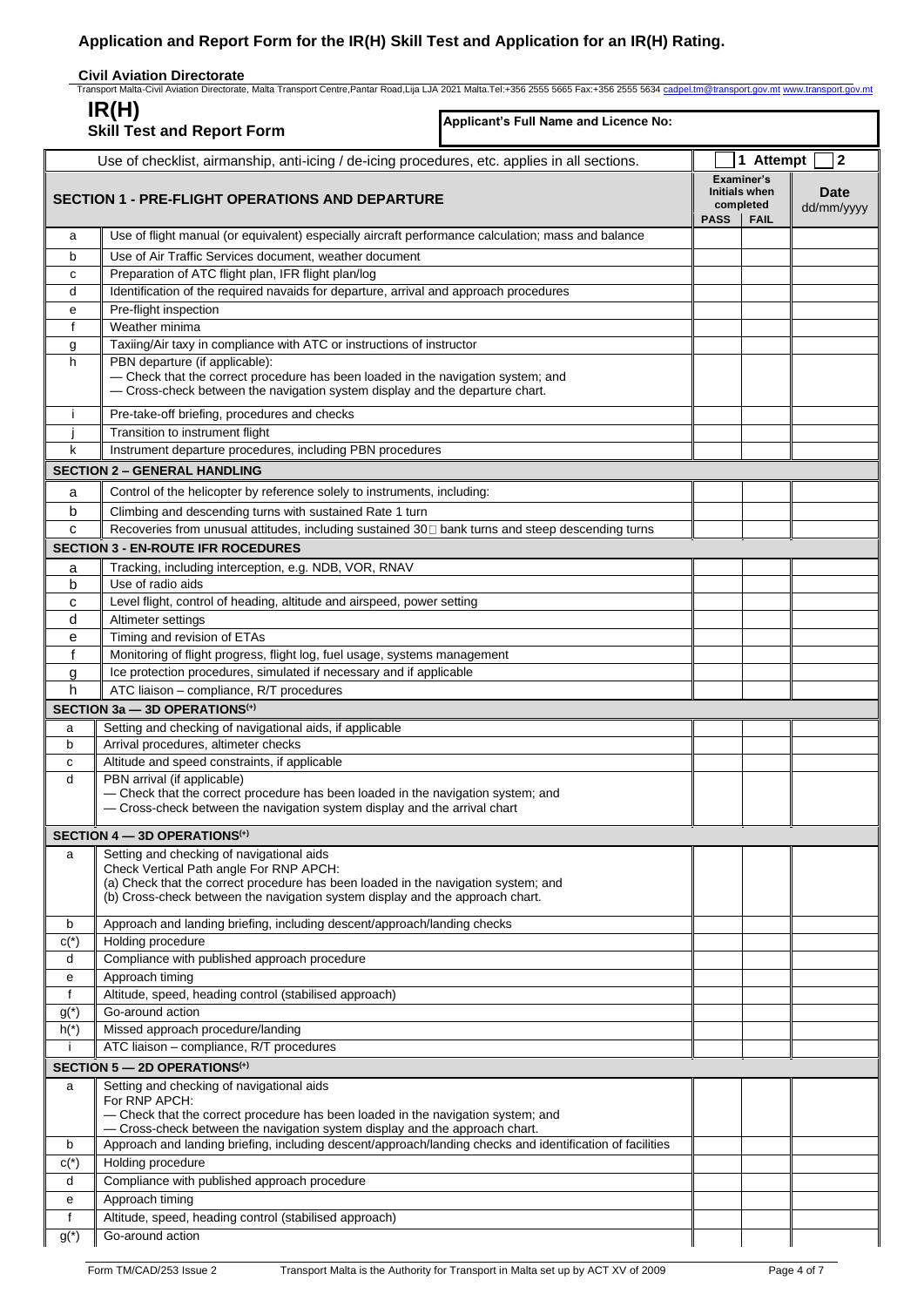# Application and Report Form for the IR(H) Skill Test and Application for an IR(H) Rating.

**Civil Aviation Directorate**

Transport Malta-Civil Aviation Directorate, Malta Transport Centre,Pantar Road,Lija LJA 2021 Malta.Tel:+356 2555 5665 Fax:+356 2555 5634 cadpel.tm@transport.gov.mt www.transport.gov.mt

## IR(H) Skill Test and Report Form

**Applicant's Full Name and Licence No:**

Use of checklist, airmanship, anti-icing / de-icing procedures, etc. applies in all sections. ☐ 1 Attempt ☐ 2

| | **SECTION 1 - PRE-FLIGHT OPERATIONS AND DEPARTURE** | **Examiner's Initials when completed** | | **Date** dd/mm/yyyy |
|---|---|---|---|---|
| | | **PASS** | **FAIL** | |
| a | Use of flight manual (or equivalent) especially aircraft performance calculation; mass and balance | | | |
| b | Use of Air Traffic Services document, weather document | | | |
| c | Preparation of ATC flight plan, IFR flight plan/log | | | |
| d | Identification of the required navaids for departure, arrival and approach procedures | | | |
| e | Pre-flight inspection | | | |
| f | Weather minima | | | |
| g | Taxiing/Air taxy in compliance with ATC or instructions of instructor | | | |
| h | PBN departure (if applicable):<br>— Check that the correct procedure has been loaded in the navigation system; and<br>— Cross-check between the navigation system display and the departure chart. | | | |
| i | Pre-take-off briefing, procedures and checks | | | |
| j | Transition to instrument flight | | | |
| k | Instrument departure procedures, including PBN procedures | | | |
| | **SECTION 2 – GENERAL HANDLING** | | | |
| a | Control of the helicopter by reference solely to instruments, including: | | | |
| b | Climbing and descending turns with sustained Rate 1 turn | | | |
| c | Recoveries from unusual attitudes, including sustained 30□ bank turns and steep descending turns | | | |
| | **SECTION 3 - EN-ROUTE IFR ROCEDURES** | | | |
| a | Tracking, including interception, e.g. NDB, VOR, RNAV | | | |
| b | Use of radio aids | | | |
| c | Level flight, control of heading, altitude and airspeed, power setting | | | |
| d | Altimeter settings | | | |
| e | Timing and revision of ETAs | | | |
| f | Monitoring of flight progress, flight log, fuel usage, systems management | | | |
| g | Ice protection procedures, simulated if necessary and if applicable | | | |
| h | ATC liaison – compliance, R/T procedures | | | |
| | **SECTION 3a — 3D OPERATIONS(+)** | | | |
| a | Setting and checking of navigational aids, if applicable | | | |
| b | Arrival procedures, altimeter checks | | | |
| c | Altitude and speed constraints, if applicable | | | |
| d | PBN arrival (if applicable)<br>— Check that the correct procedure has been loaded in the navigation system; and<br>— Cross-check between the navigation system display and the arrival chart | | | |
| | **SECTION 4 — 3D OPERATIONS(+)** | | | |
| a | Setting and checking of navigational aids<br>Check Vertical Path angle For RNP APCH:<br>(a) Check that the correct procedure has been loaded in the navigation system; and<br>(b) Cross-check between the navigation system display and the approach chart. | | | |
| b | Approach and landing briefing, including descent/approach/landing checks | | | |
| c(*) | Holding procedure | | | |
| d | Compliance with published approach procedure | | | |
| e | Approach timing | | | |
| f | Altitude, speed, heading control (stabilised approach) | | | |
| g(*) | Go-around action | | | |
| h(*) | Missed approach procedure/landing | | | |
| i | ATC liaison – compliance, R/T procedures | | | |
| | **SECTION 5 — 2D OPERATIONS(+)** | | | |
| a | Setting and checking of navigational aids<br>For RNP APCH:<br>— Check that the correct procedure has been loaded in the navigation system; and<br>— Cross-check between the navigation system display and the approach chart. | | | |
| b | Approach and landing briefing, including descent/approach/landing checks and identification of facilities | | | |
| c(*) | Holding procedure | | | |
| d | Compliance with published approach procedure | | | |
| e | Approach timing | | | |
| f | Altitude, speed, heading control (stabilised approach) | | | |
| g(*) | Go-around action | | | |

Form TM/CAD/253 Issue 2 Transport Malta is the Authority for Transport in Malta set up by ACT XV of 2009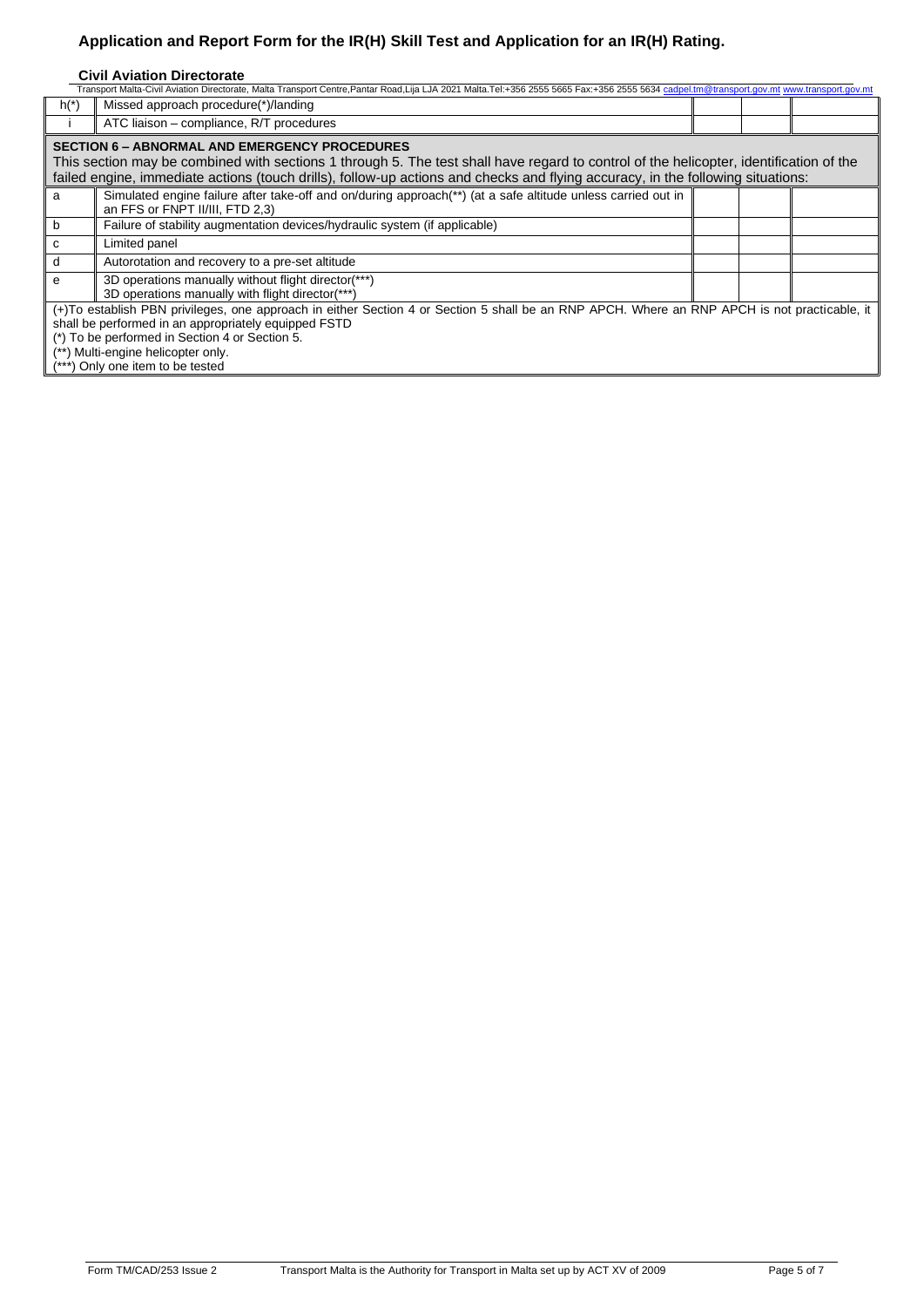# Application and Report Form for the IR(H) Skill Test and Application for an IR(H) Rating.

**Civil Aviation Directorate**

Transport Malta-Civil Aviation Directorate, Malta Transport Centre,Pantar Road,Lija LJA 2021 Malta.Tel:+356 2555 5665 Fax:+356 2555 5634 cadpel.tm@transport.gov.mt www.transport.gov.mt

| | | | | |
|---|---|---|---|---|
| h(*) | Missed approach procedure(*)/landing | | | |
| i | ATC liaison – compliance, R/T procedures | | | |
| **SECTION 6 – ABNORMAL AND EMERGENCY PROCEDURES**<br>This section may be combined with sections 1 through 5. The test shall have regard to control of the helicopter, identification of the failed engine, immediate actions (touch drills), follow-up actions and checks and flying accuracy, in the following situations: | | | | |
| a | Simulated engine failure after take-off and on/during approach(**) (at a safe altitude unless carried out in an FFS or FNPT II/III, FTD 2,3) | | | |
| b | Failure of stability augmentation devices/hydraulic system (if applicable) | | | |
| c | Limited panel | | | |
| d | Autorotation and recovery to a pre-set altitude | | | |
| e | 3D operations manually without flight director(***)<br>3D operations manually with flight director(***) | | | |

(+)To establish PBN privileges, one approach in either Section 4 or Section 5 shall be an RNP APCH. Where an RNP APCH is not practicable, it shall be performed in an appropriately equipped FSTD

(*) To be performed in Section 4 or Section 5.

(**) Multi-engine helicopter only.

(***) Only one item to be tested

Form TM/CAD/253 Issue 2 Transport Malta is the Authority for Transport in Malta set up by ACT XV of 2009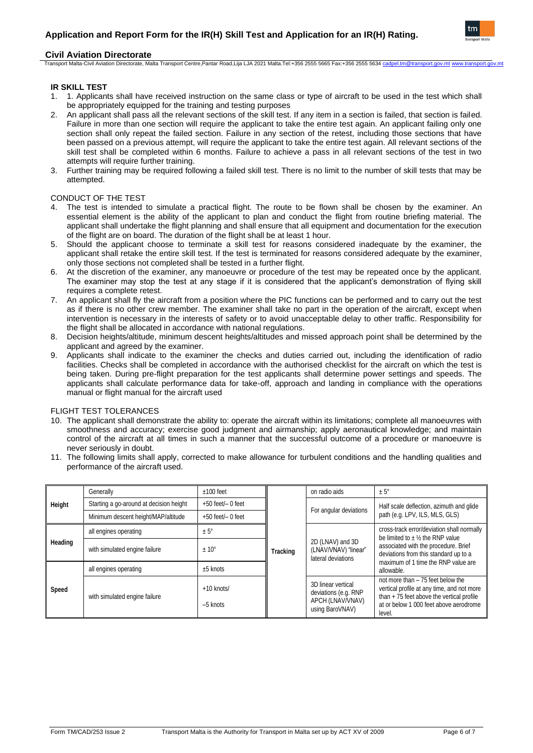## IR SKILL TEST

1. 1. Applicants shall have received instruction on the same class or type of aircraft to be used in the test which shall be appropriately equipped for the training and testing purposes
2. An applicant shall pass all the relevant sections of the skill test. If any item in a section is failed, that section is failed. Failure in more than one section will require the applicant to take the entire test again. An applicant failing only one section shall only repeat the failed section. Failure in any section of the retest, including those sections that have been passed on a previous attempt, will require the applicant to take the entire test again. All relevant sections of the skill test shall be completed within 6 months. Failure to achieve a pass in all relevant sections of the test in two attempts will require further training.
3. Further training may be required following a failed skill test. There is no limit to the number of skill tests that may be attempted.

CONDUCT OF THE TEST

4. The test is intended to simulate a practical flight. The route to be flown shall be chosen by the examiner. An essential element is the ability of the applicant to plan and conduct the flight from routine briefing material. The applicant shall undertake the flight planning and shall ensure that all equipment and documentation for the execution of the flight are on board. The duration of the flight shall be at least 1 hour.
5. Should the applicant choose to terminate a skill test for reasons considered inadequate by the examiner, the applicant shall retake the entire skill test. If the test is terminated for reasons considered adequate by the examiner, only those sections not completed shall be tested in a further flight.
6. At the discretion of the examiner, any manoeuvre or procedure of the test may be repeated once by the applicant. The examiner may stop the test at any stage if it is considered that the applicant's demonstration of flying skill requires a complete retest.
7. An applicant shall fly the aircraft from a position where the PIC functions can be performed and to carry out the test as if there is no other crew member. The examiner shall take no part in the operation of the aircraft, except when intervention is necessary in the interests of safety or to avoid unacceptable delay to other traffic. Responsibility for the flight shall be allocated in accordance with national regulations.
8. Decision heights/altitude, minimum descent heights/altitudes and missed approach point shall be determined by the applicant and agreed by the examiner.
9. Applicants shall indicate to the examiner the checks and duties carried out, including the identification of radio facilities. Checks shall be completed in accordance with the authorised checklist for the aircraft on which the test is being taken. During pre-flight preparation for the test applicants shall determine power settings and speeds. The applicants shall calculate performance data for take-off, approach and landing in compliance with the operations manual or flight manual for the aircraft used

FLIGHT TEST TOLERANCES

10. The applicant shall demonstrate the ability to: operate the aircraft within its limitations; complete all manoeuvres with smoothness and accuracy; exercise good judgment and airmanship; apply aeronautical knowledge; and maintain control of the aircraft at all times in such a manner that the successful outcome of a procedure or manoeuvre is never seriously in doubt.
11. The following limits shall apply, corrected to make allowance for turbulent conditions and the handling qualities and performance of the aircraft used.

| | | | | | |
|---|---|---|---|---|---|
| **Height** | Generally | ±100 feet | **Tracking** | on radio aids | ± 5° |
| | Starting a go-around at decision height | +50 feet/– 0 feet | | For angular deviations | Half scale deflection, azimuth and glide path (e.g. LPV, ILS, MLS, GLS) |
| | Minimum descent height/MAP/altitude | +50 feet/– 0 feet | | | |
| **Heading** | all engines operating | ± 5° | | 2D (LNAV) and 3D (LNAV/VNAV) "linear" lateral deviations | cross-track error/deviation shall normally be limited to ± ½ the RNP value associated with the procedure. Brief deviations from this standard up to a maximum of 1 time the RNP value are allowable. |
| | with simulated engine failure | ± 10° | | | |
| **Speed** | all engines operating | ±5 knots | | | |
| | with simulated engine failure | +10 knots/ –5 knots | | 3D linear vertical deviations (e.g. RNP APCH (LNAV/VNAV) using BaroVNAV) | not more than – 75 feet below the vertical profile at any time, and not more than + 75 feet above the vertical profile at or below 1 000 feet above aerodrome level. |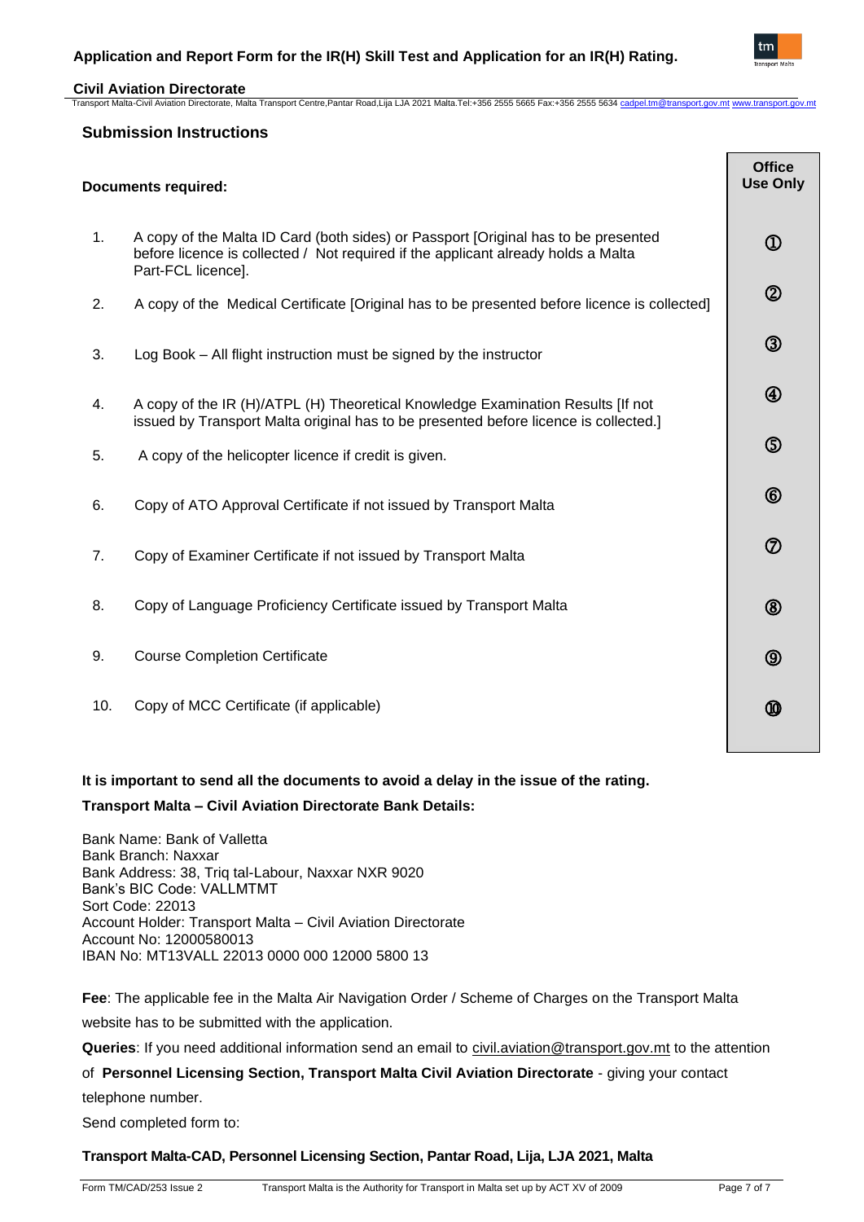## Submission Instructions

| Documents required: | | Office Use Only |
|---|---|---|
| 1. | A copy of the Malta ID Card (both sides) or Passport [Original has to be presented before licence is collected / Not required if the applicant already holds a Malta Part-FCL licence]. | ① |
| 2. | A copy of the Medical Certificate [Original has to be presented before licence is collected] | ② |
| 3. | Log Book – All flight instruction must be signed by the instructor | ③ |
| 4. | A copy of the IR (H)/ATPL (H) Theoretical Knowledge Examination Results [If not issued by Transport Malta original has to be presented before licence is collected.] | ④ |
| 5. | A copy of the helicopter licence if credit is given. | ⑤ |
| 6. | Copy of ATO Approval Certificate if not issued by Transport Malta | ⑥ |
| 7. | Copy of Examiner Certificate if not issued by Transport Malta | ⑦ |
| 8. | Copy of Language Proficiency Certificate issued by Transport Malta | ⑧ |
| 9. | Course Completion Certificate | ⑨ |
| 10. | Copy of MCC Certificate (if applicable) | ⑩ |

**It is important to send all the documents to avoid a delay in the issue of the rating.**

**Transport Malta – Civil Aviation Directorate Bank Details:**

Bank Name: Bank of Valletta
Bank Branch: Naxxar
Bank Address: 38, Triq tal-Labour, Naxxar NXR 9020
Bank's BIC Code: VALLMTMT
Sort Code: 22013
Account Holder: Transport Malta – Civil Aviation Directorate
Account No: 12000580013
IBAN No: MT13VALL 22013 0000 000 12000 5800 13

**Fee**: The applicable fee in the Malta Air Navigation Order / Scheme of Charges on the Transport Malta website has to be submitted with the application.

**Queries**: If you need additional information send an email to civil.aviation@transport.gov.mt to the attention of **Personnel Licensing Section, Transport Malta Civil Aviation Directorate** - giving your contact telephone number.

Send completed form to:

**Transport Malta-CAD, Personnel Licensing Section, Pantar Road, Lija, LJA 2021, Malta**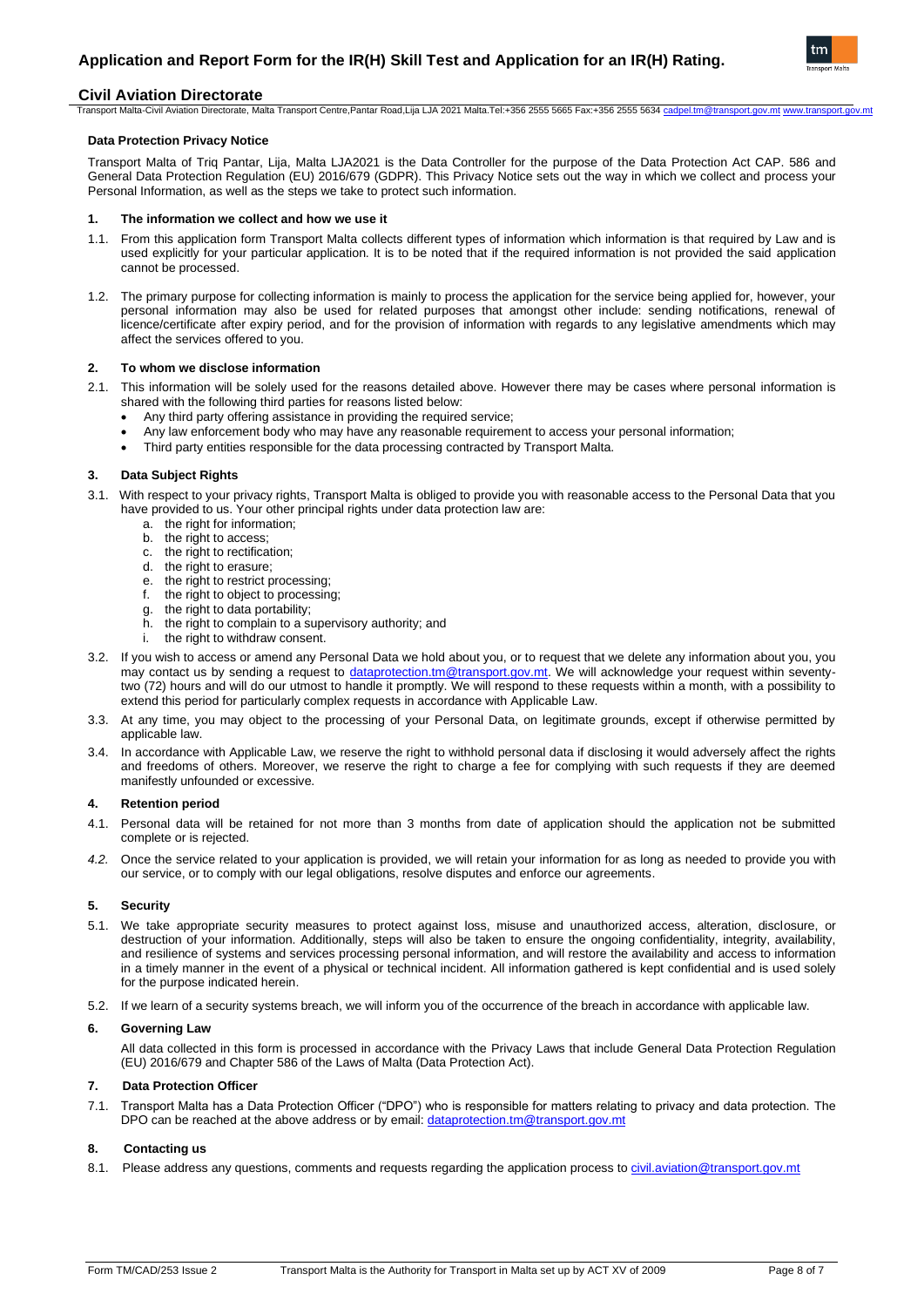### Data Protection Privacy Notice

Transport Malta of Triq Pantar, Lija, Malta LJA2021 is the Data Controller for the purpose of the Data Protection Act CAP. 586 and General Data Protection Regulation (EU) 2016/679 (GDPR). This Privacy Notice sets out the way in which we collect and process your Personal Information, as well as the steps we take to protect such information.

#### 1. The information we collect and how we use it

1.1. From this application form Transport Malta collects different types of information which information is that required by Law and is used explicitly for your particular application. It is to be noted that if the required information is not provided the said application cannot be processed.

1.2. The primary purpose for collecting information is mainly to process the application for the service being applied for, however, your personal information may also be used for related purposes that amongst other include: sending notifications, renewal of licence/certificate after expiry period, and for the provision of information with regards to any legislative amendments which may affect the services offered to you.

#### 2. To whom we disclose information

2.1. This information will be solely used for the reasons detailed above. However there may be cases where personal information is shared with the following third parties for reasons listed below:

- Any third party offering assistance in providing the required service;
- Any law enforcement body who may have any reasonable requirement to access your personal information;
- Third party entities responsible for the data processing contracted by Transport Malta.

#### 3. Data Subject Rights

3.1. With respect to your privacy rights, Transport Malta is obliged to provide you with reasonable access to the Personal Data that you have provided to us. Your other principal rights under data protection law are:

a. the right for information;
b. the right to access;
c. the right to rectification;
d. the right to erasure;
e. the right to restrict processing;
f. the right to object to processing;
g. the right to data portability;
h. the right to complain to a supervisory authority; and
i. the right to withdraw consent.

3.2. If you wish to access or amend any Personal Data we hold about you, or to request that we delete any information about you, you may contact us by sending a request to dataprotection.tm@transport.gov.mt. We will acknowledge your request within seventy-two (72) hours and will do our utmost to handle it promptly. We will respond to these requests within a month, with a possibility to extend this period for particularly complex requests in accordance with Applicable Law.

3.3. At any time, you may object to the processing of your Personal Data, on legitimate grounds, except if otherwise permitted by applicable law.

3.4. In accordance with Applicable Law, we reserve the right to withhold personal data if disclosing it would adversely affect the rights and freedoms of others. Moreover, we reserve the right to charge a fee for complying with such requests if they are deemed manifestly unfounded or excessive.

#### 4. Retention period

4.1. Personal data will be retained for not more than 3 months from date of application should the application not be submitted complete or is rejected.

*4.2.* Once the service related to your application is provided, we will retain your information for as long as needed to provide you with our service, or to comply with our legal obligations, resolve disputes and enforce our agreements.

#### 5. Security

5.1. We take appropriate security measures to protect against loss, misuse and unauthorized access, alteration, disclosure, or destruction of your information. Additionally, steps will also be taken to ensure the ongoing confidentiality, integrity, availability, and resilience of systems and services processing personal information, and will restore the availability and access to information in a timely manner in the event of a physical or technical incident. All information gathered is kept confidential and is used solely for the purpose indicated herein.

5.2. If we learn of a security systems breach, we will inform you of the occurrence of the breach in accordance with applicable law.

#### 6. Governing Law

All data collected in this form is processed in accordance with the Privacy Laws that include General Data Protection Regulation (EU) 2016/679 and Chapter 586 of the Laws of Malta (Data Protection Act).

#### 7. Data Protection Officer

7.1. Transport Malta has a Data Protection Officer ("DPO") who is responsible for matters relating to privacy and data protection. The DPO can be reached at the above address or by email: dataprotection.tm@transport.gov.mt

#### 8. Contacting us

8.1. Please address any questions, comments and requests regarding the application process to civil.aviation@transport.gov.mt